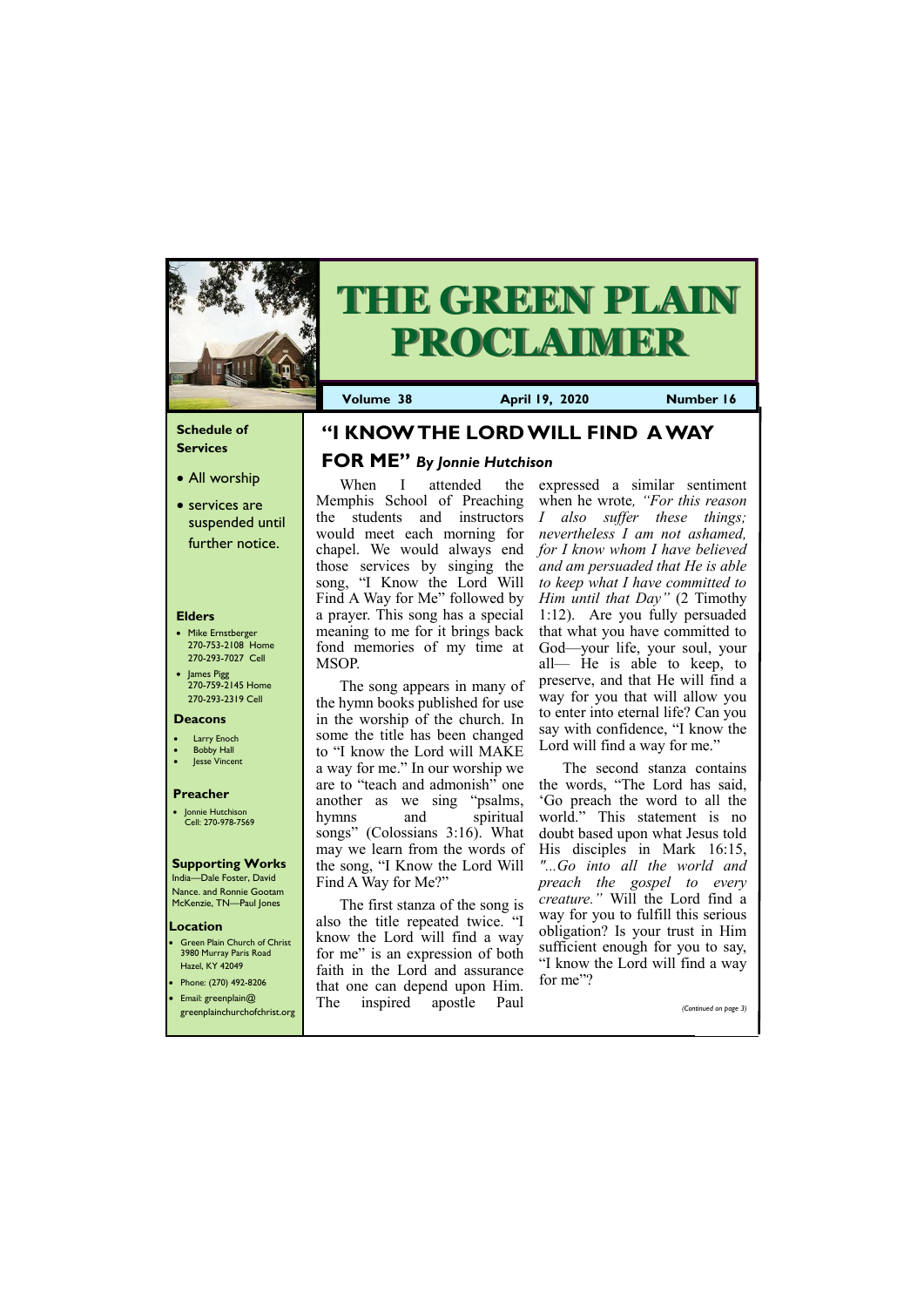# THE GREEN PLAIN PROCLAIMER

**Volume 38** **April 19, 2020** **Number 16**

## "I KNOW THE LORD WILL FIND A WAY FOR ME" *By Jonnie Hutchison*

When I attended the Memphis School of Preaching the students and instructors would meet each morning for chapel. We would always end those services by singing the song, "I Know the Lord Will Find A Way for Me" followed by a prayer. This song has a special meaning to me for it brings back fond memories of my time at MSOP.

The song appears in many of the hymn books published for use in the worship of the church. In some the title has been changed to "I know the Lord will MAKE a way for me." In our worship we are to "teach and admonish" one another as we sing "psalms, hymns and spiritual songs" (Colossians 3:16). What may we learn from the words of the song, "I Know the Lord Will Find A Way for Me?"

The first stanza of the song is also the title repeated twice. "I know the Lord will find a way for me" is an expression of both faith in the Lord and assurance that one can depend upon Him. The inspired apostle Paul expressed a similar sentiment when he wrote*, "For this reason I also suffer these things; nevertheless I am not ashamed, for I know whom I have believed and am persuaded that He is able to keep what I have committed to Him until that Day"* (2 Timothy 1:12). Are you fully persuaded that what you have committed to God—your life, your soul, your all— He is able to keep, to preserve, and that He will find a way for you that will allow you to enter into eternal life? Can you say with confidence, "I know the Lord will find a way for me."

The second stanza contains the words, "The Lord has said, 'Go preach the word to all the world." This statement is no doubt based upon what Jesus told His disciples in Mark 16:15, *"...Go into all the world and preach the gospel to every creature."* Will the Lord find a way for you to fulfill this serious obligation? Is your trust in Him sufficient enough for you to say, "I know the Lord will find a way for me"?

*(Continued on page 3)*

---

### Schedule of Services

- All worship
- services are suspended until further notice.

### Elders

- Mike Ernstberger 270-753-2108 Home 270-293-7027 Cell
- James Pigg 270-759-2145 Home 270-293-2319 Cell

### Deacons

- Larry Enoch
- Bobby Hall
- Jesse Vincent

### Preacher

- Jonnie Hutchison Cell: 270-978-7569

### Supporting Works

India—Dale Foster, David Nance. and Ronnie Gootam McKenzie, TN—Paul Jones

### Location

- Green Plain Church of Christ 3980 Murray Paris Road Hazel, KY 42049
- Phone: (270) 492-8206
- Email: greenplain@greenplainchurchofchrist.org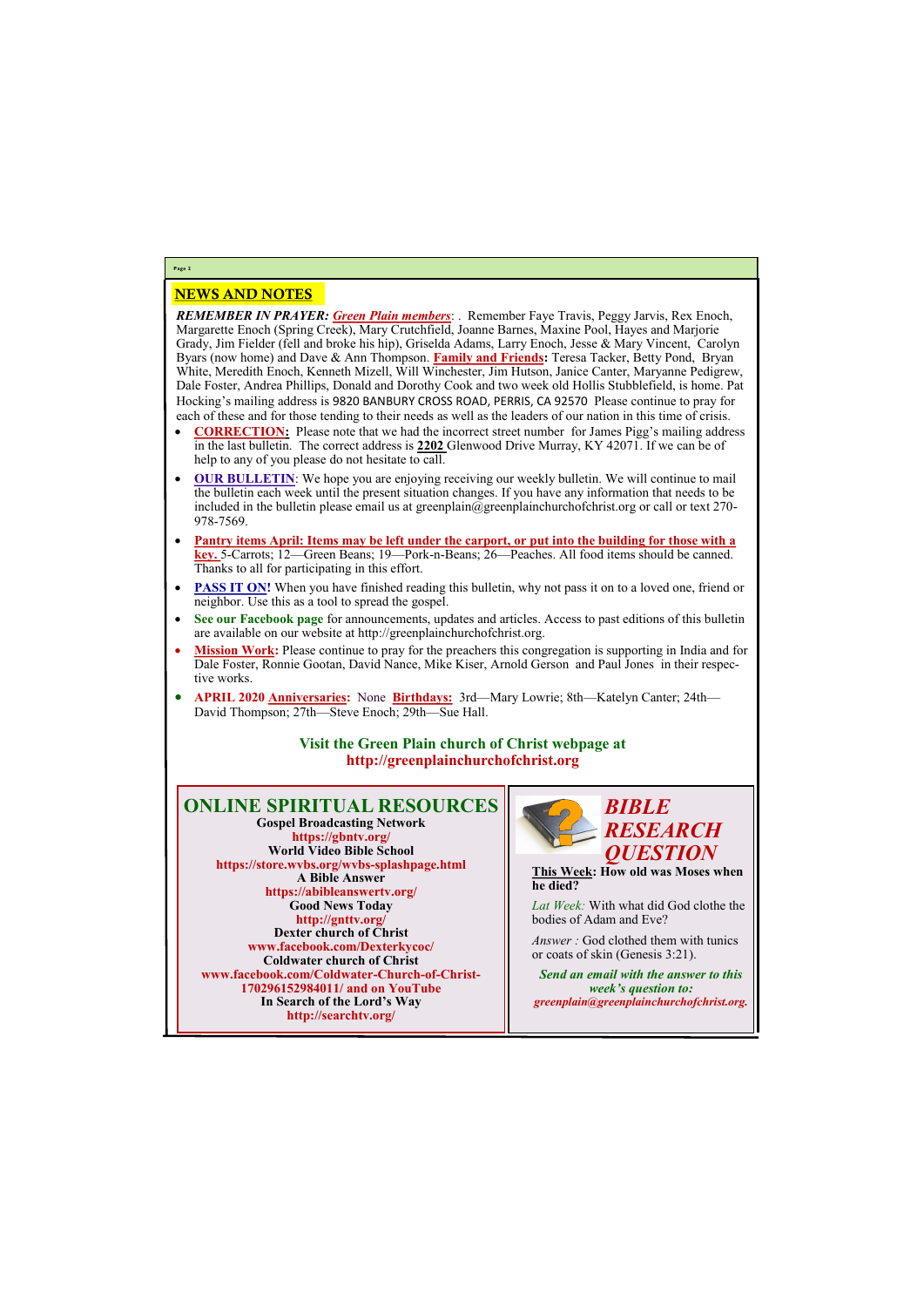## NEWS AND NOTES

***REMEMBER IN PRAYER:*** ***Green Plain members***: . Remember Faye Travis, Peggy Jarvis, Rex Enoch, Margarette Enoch (Spring Creek), Mary Crutchfield, Joanne Barnes, Maxine Pool, Hayes and Marjorie Grady, Jim Fielder (fell and broke his hip), Griselda Adams, Larry Enoch, Jesse & Mary Vincent, Carolyn Byars (now home) and Dave & Ann Thompson. **Family and Friends:** Teresa Tacker, Betty Pond, Bryan White, Meredith Enoch, Kenneth Mizell, Will Winchester, Jim Hutson, Janice Canter, Maryanne Pedigrew, Dale Foster, Andrea Phillips, Donald and Dorothy Cook and two week old Hollis Stubblefield, is home. Pat Hocking's mailing address is 9820 BANBURY CROSS ROAD, PERRIS, CA 92570 Please continue to pray for each of these and for those tending to their needs as well as the leaders of our nation in this time of crisis.

- **CORRECTION:** Please note that we had the incorrect street number for James Pigg's mailing address in the last bulletin. The correct address is **2202** Glenwood Drive Murray, KY 42071. If we can be of help to any of you please do not hesitate to call.
- **OUR BULLETIN**: We hope you are enjoying receiving our weekly bulletin. We will continue to mail the bulletin each week until the present situation changes. If you have any information that needs to be included in the bulletin please email us at greenplain@greenplainchurchofchrist.org or call or text 270-978-7569.
- **Pantry items April: Items may be left under the carport, or put into the building for those with a key.** 5-Carrots; 12—Green Beans; 19—Pork-n-Beans; 26—Peaches. All food items should be canned. Thanks to all for participating in this effort.
- **PASS IT ON!** When you have finished reading this bulletin, why not pass it on to a loved one, friend or neighbor. Use this as a tool to spread the gospel.
- **See our Facebook page** for announcements, updates and articles. Access to past editions of this bulletin are available on our website at http://greenplainchurchofchrist.org.
- **Mission Work:** Please continue to pray for the preachers this congregation is supporting in India and for Dale Foster, Ronnie Gootan, David Nance, Mike Kiser, Arnold Gerson and Paul Jones in their respective works.
- **APRIL 2020 Anniversaries:** None **Birthdays:** 3rd—Mary Lowrie; 8th—Katelyn Canter; 24th—David Thompson; 27th—Steve Enoch; 29th—Sue Hall.

**Visit the Green Plain church of Christ webpage at http://greenplainchurchofchrist.org**

## ONLINE SPIRITUAL RESOURCES

**Gospel Broadcasting Network**
**https://gbntv.org/**
**World Video Bible School**
**https://store.wvbs.org/wvbs-splashpage.html**
**A Bible Answer**
**https://abibleanswertv.org/**
**Good News Today**
**http://gnttv.org/**
**Dexter church of Christ**
**www.facebook.com/Dexterkycoc/**
**Coldwater church of Christ**
**www.facebook.com/Coldwater-Church-of-Christ-170296152984011/ and on YouTube**
**In Search of the Lord's Way**
**http://searchtv.org/**

## *BIBLE RESEARCH QUESTION*

**This Week: How old was Moses when he died?**

*Lat Week:* With what did God clothe the bodies of Adam and Eve?

*Answer :* God clothed them with tunics or coats of skin (Genesis 3:21).

***Send an email with the answer to this week's question to: greenplain@greenplainchurchofchrist.org.***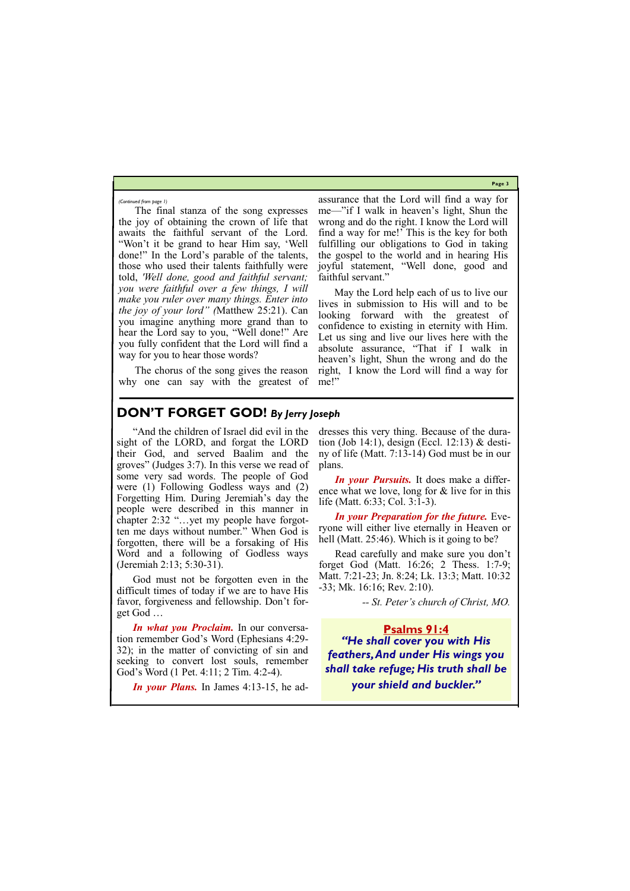*(Continued from page 1)*

The final stanza of the song expresses the joy of obtaining the crown of life that awaits the faithful servant of the Lord. “Won’t it be grand to hear Him say, ‘Well done!” In the Lord’s parable of the talents, those who used their talents faithfully were told, *'Well done, good and faithful servant; you were faithful over a few things, I will make you ruler over many things. Enter into the joy of your lord” (*Matthew 25:21). Can you imagine anything more grand than to hear the Lord say to you, “Well done!” Are you fully confident that the Lord will find a way for you to hear those words?

The chorus of the song gives the reason why one can say with the greatest of assurance that the Lord will find a way for me—”if I walk in heaven’s light, Shun the wrong and do the right. I know the Lord will find a way for me!’ This is the key for both fulfilling our obligations to God in taking the gospel to the world and in hearing His joyful statement, “Well done, good and faithful servant.”

May the Lord help each of us to live our lives in submission to His will and to be looking forward with the greatest of confidence to existing in eternity with Him. Let us sing and live our lives here with the absolute assurance, “That if I walk in heaven’s light, Shun the wrong and do the right, I know the Lord will find a way for me!”

## DON’T FORGET GOD! *By Jerry Joseph*

“And the children of Israel did evil in the sight of the LORD, and forgat the LORD their God, and served Baalim and the groves” (Judges 3:7). In this verse we read of some very sad words. The people of God were (1) Following Godless ways and (2) Forgetting Him. During Jeremiah’s day the people were described in this manner in chapter 2:32 “…yet my people have forgotten me days without number.” When God is forgotten, there will be a forsaking of His Word and a following of Godless ways (Jeremiah 2:13; 5:30-31).

God must not be forgotten even in the difficult times of today if we are to have His favor, forgiveness and fellowship. Don’t forget God …

***In what you Proclaim.*** In our conversation remember God’s Word (Ephesians 4:29-32); in the matter of convicting of sin and seeking to convert lost souls, remember God’s Word (1 Pet. 4:11; 2 Tim. 4:2-4).

***In your Plans.*** In James 4:13-15, he addresses this very thing. Because of the duration (Job 14:1), design (Eccl. 12:13) & destiny of life (Matt. 7:13-14) God must be in our plans.

***In your Pursuits.*** It does make a difference what we love, long for & live for in this life (Matt. 6:33; Col. 3:1-3).

***In your Preparation for the future.*** Everyone will either live eternally in Heaven or hell (Matt. 25:46). Which is it going to be?

Read carefully and make sure you don’t forget God (Matt. 16:26; 2 Thess. 1:7-9; Matt. 7:21-23; Jn. 8:24; Lk. 13:3; Matt. 10:32-33; Mk. 16:16; Rev. 2:10).

*-- St. Peter’s church of Christ, MO.*

**Psalms 91:4**

***“He shall cover you with His feathers, And under His wings you shall take refuge; His truth shall be your shield and buckler.”***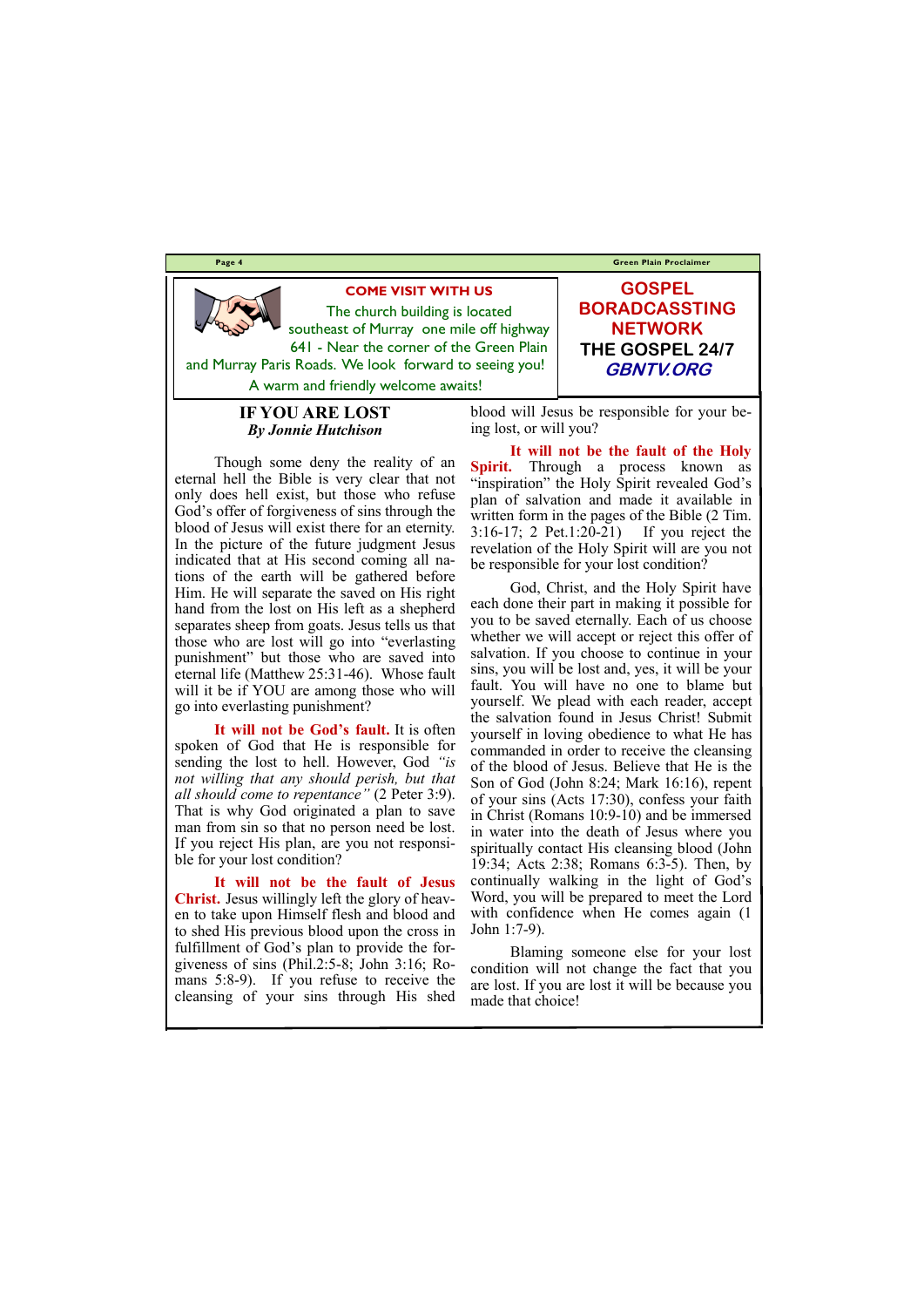**COME VISIT WITH US**

The church building is located southeast of Murray one mile off highway 641 - Near the corner of the Green Plain and Murray Paris Roads. We look forward to seeing you! A warm and friendly welcome awaits!

**GOSPEL BORADCASSTING NETWORK**

**THE GOSPEL 24/7**

***GBNTV.ORG***

## IF YOU ARE LOST

***By Jonnie Hutchison***

Though some deny the reality of an eternal hell the Bible is very clear that not only does hell exist, but those who refuse God's offer of forgiveness of sins through the blood of Jesus will exist there for an eternity. In the picture of the future judgment Jesus indicated that at His second coming all nations of the earth will be gathered before Him. He will separate the saved on His right hand from the lost on His left as a shepherd separates sheep from goats. Jesus tells us that those who are lost will go into "everlasting punishment" but those who are saved into eternal life (Matthew 25:31-46). Whose fault will it be if YOU are among those who will go into everlasting punishment?

**It will not be God's fault.** It is often spoken of God that He is responsible for sending the lost to hell. However, God *"is not willing that any should perish, but that all should come to repentance"* (2 Peter 3:9). That is why God originated a plan to save man from sin so that no person need be lost. If you reject His plan, are you not responsible for your lost condition?

**It will not be the fault of Jesus Christ.** Jesus willingly left the glory of heaven to take upon Himself flesh and blood and to shed His previous blood upon the cross in fulfillment of God's plan to provide the forgiveness of sins (Phil.2:5-8; John 3:16; Romans 5:8-9). If you refuse to receive the cleansing of your sins through His shed blood will Jesus be responsible for your being lost, or will you?

**It will not be the fault of the Holy Spirit.** Through a process known as "inspiration" the Holy Spirit revealed God's plan of salvation and made it available in written form in the pages of the Bible (2 Tim. 3:16-17; 2 Pet.1:20-21) If you reject the revelation of the Holy Spirit will are you not be responsible for your lost condition?

God, Christ, and the Holy Spirit have each done their part in making it possible for you to be saved eternally. Each of us choose whether we will accept or reject this offer of salvation. If you choose to continue in your sins, you will be lost and, yes, it will be your fault. You will have no one to blame but yourself. We plead with each reader, accept the salvation found in Jesus Christ! Submit yourself in loving obedience to what He has commanded in order to receive the cleansing of the blood of Jesus. Believe that He is the Son of God (John 8:24; Mark 16:16), repent of your sins (Acts 17:30), confess your faith in Christ (Romans 10:9-10) and be immersed in water into the death of Jesus where you spiritually contact His cleansing blood (John 19:34; Acts 2:38; Romans 6:3-5). Then, by continually walking in the light of God's Word, you will be prepared to meet the Lord with confidence when He comes again (1 John 1:7-9).

Blaming someone else for your lost condition will not change the fact that you are lost. If you are lost it will be because you made that choice!